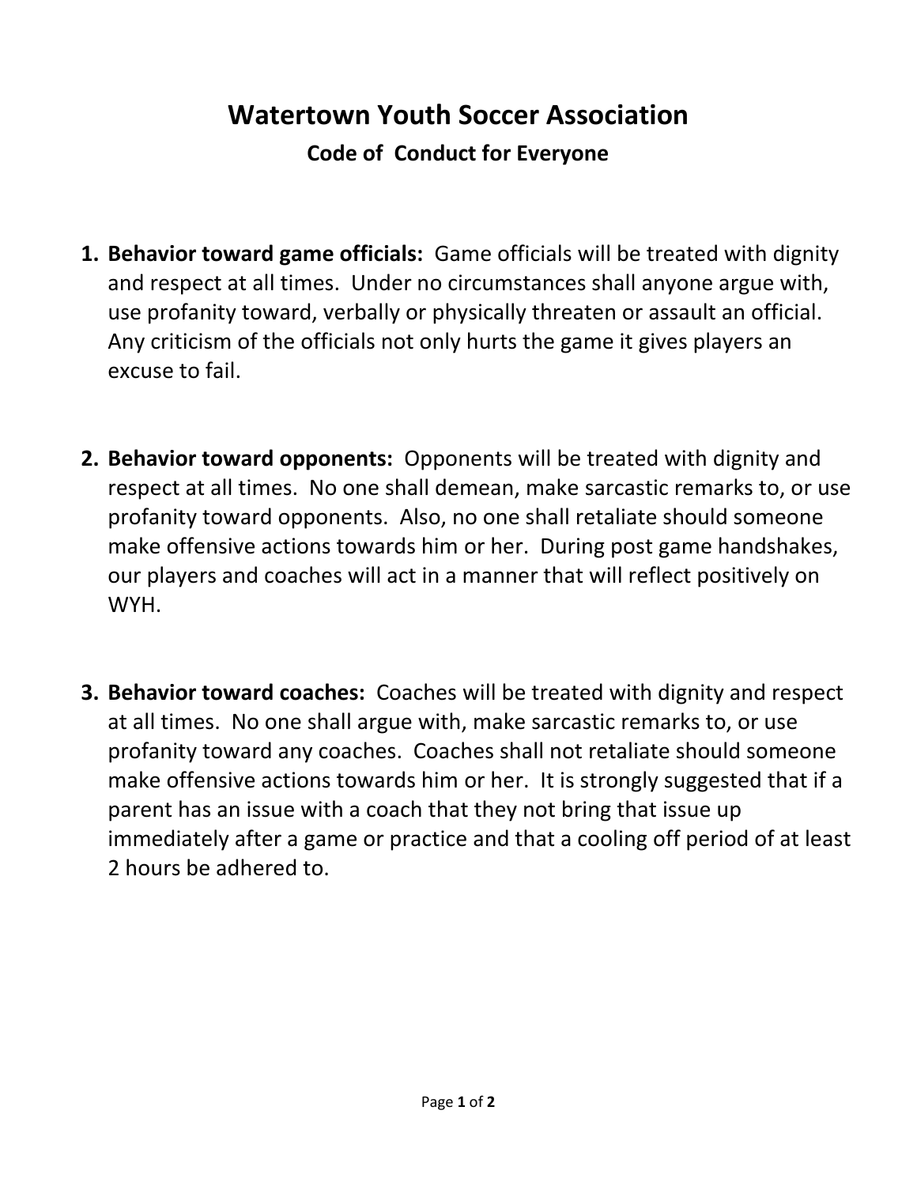# Watertown Youth Soccer Association

## Code of Conduct for Everyone

1. **Behavior toward game officials:** Game officials will be treated with dignity and respect at all times. Under no circumstances shall anyone argue with, use profanity toward, verbally or physically threaten or assault an official. Any criticism of the officials not only hurts the game it gives players an excuse to fail.

2. **Behavior toward opponents:** Opponents will be treated with dignity and respect at all times. No one shall demean, make sarcastic remarks to, or use profanity toward opponents. Also, no one shall retaliate should someone make offensive actions towards him or her. During post game handshakes, our players and coaches will act in a manner that will reflect positively on WYH.

3. **Behavior toward coaches:** Coaches will be treated with dignity and respect at all times. No one shall argue with, make sarcastic remarks to, or use profanity toward any coaches. Coaches shall not retaliate should someone make offensive actions towards him or her. It is strongly suggested that if a parent has an issue with a coach that they not bring that issue up immediately after a game or practice and that a cooling off period of at least 2 hours be adhered to.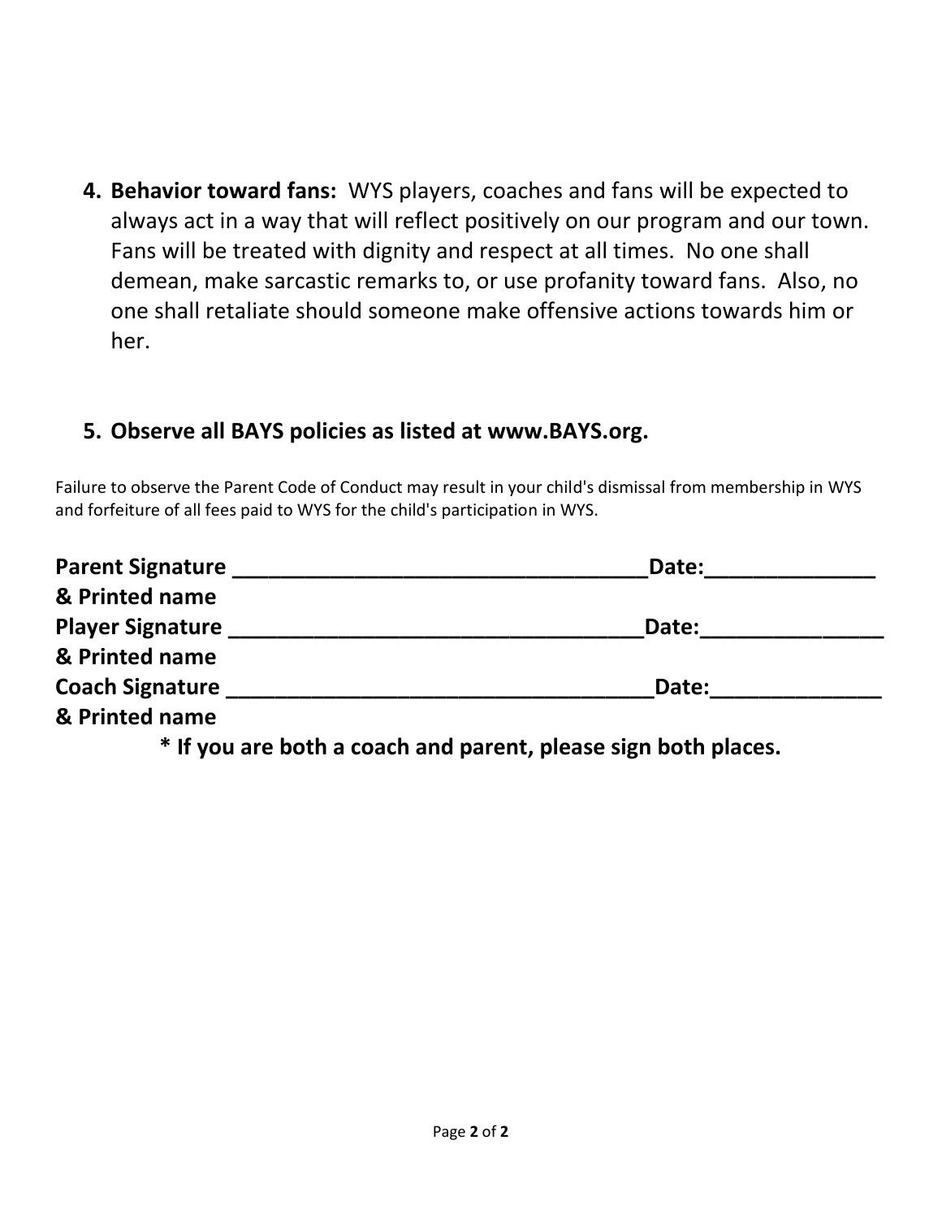4. **Behavior toward fans:** WYS players, coaches and fans will be expected to always act in a way that will reflect positively on our program and our town. Fans will be treated with dignity and respect at all times. No one shall demean, make sarcastic remarks to, or use profanity toward fans. Also, no one shall retaliate should someone make offensive actions towards him or her.

5. **Observe all BAYS policies as listed at www.BAYS.org.**

Failure to observe the Parent Code of Conduct may result in your child's dismissal from membership in WYS and forfeiture of all fees paid to WYS for the child's participation in WYS.

**Parent Signature ___________________________________ Date:______________**
**& Printed name**
**Player Signature ___________________________________ Date:_______________**
**& Printed name**
**Coach Signature _____________________________________ Date:______________**
**& Printed name**

**\* If you are both a coach and parent, please sign both places.**